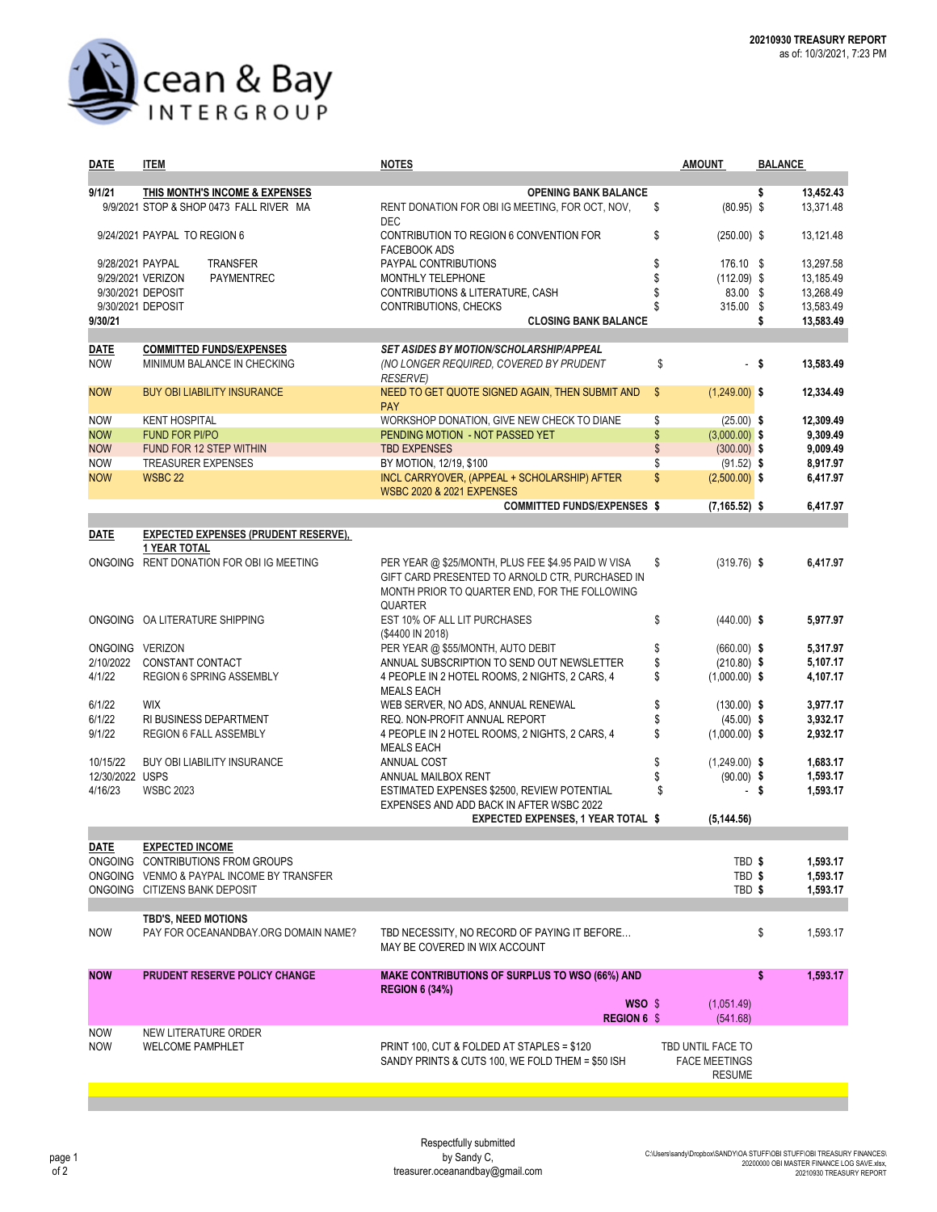**20210930 TREASURY REPORT**
as of: 10/3/2021, 7:23 PM

# Ocean & Bay INTERGROUP

| DATE | ITEM | NOTES | AMOUNT | BALANCE |
|---|---|---|---|---|
| 9/1/21 | **THIS MONTH'S INCOME & EXPENSES** | **OPENING BANK BALANCE** | | **$ 13,452.43** |
| | 9/9/2021 STOP & SHOP 0473 FALL RIVER MA | RENT DONATION FOR OBI IG MEETING, FOR OCT, NOV, DEC | $ (80.95) | $ 13,371.48 |
| | 9/24/2021 PAYPAL TO REGION 6 | CONTRIBUTION TO REGION 6 CONVENTION FOR FACEBOOK ADS | $ (250.00) | $ 13,121.48 |
| | 9/28/2021 PAYPAL TRANSFER | PAYPAL CONTRIBUTIONS | $ 176.10 | $ 13,297.58 |
| | 9/29/2021 VERIZON PAYMENTREC | MONTHLY TELEPHONE | $ (112.09) | $ 13,185.49 |
| | 9/30/2021 DEPOSIT | CONTRIBUTIONS & LITERATURE, CASH | $ 83.00 | $ 13,268.49 |
| | 9/30/2021 DEPOSIT | CONTRIBUTIONS, CHECKS | $ 315.00 | $ 13,583.49 |
| 9/30/21 | | **CLOSING BANK BALANCE** | | **$ 13,583.49** |
| **DATE** | **COMMITTED FUNDS/EXPENSES** | ***SET ASIDES BY MOTION/SCHOLARSHIP/APPEAL*** | | |
| NOW | MINIMUM BALANCE IN CHECKING | *(NO LONGER REQUIRED, COVERED BY PRUDENT RESERVE)* | $ - | **$ 13,583.49** |
| NOW | BUY OBI LIABILITY INSURANCE | NEED TO GET QUOTE SIGNED AGAIN, THEN SUBMIT AND PAY | $ (1,249.00) | **$ 12,334.49** |
| NOW | KENT HOSPITAL | WORKSHOP DONATION, GIVE NEW CHECK TO DIANE | $ (25.00) | **$ 12,309.49** |
| NOW | FUND FOR PI/PO | PENDING MOTION - NOT PASSED YET | $ (3,000.00) | **$ 9,309.49** |
| NOW | FUND FOR 12 STEP WITHIN | TBD EXPENSES | $ (300.00) | **$ 9,009.49** |
| NOW | TREASURER EXPENSES | BY MOTION, 12/19, $100 | $ (91.52) | **$ 8,917.97** |
| NOW | WSBC 22 | INCL CARRYOVER, (APPEAL + SCHOLARSHIP) AFTER WSBC 2020 & 2021 EXPENSES | $ (2,500.00) | **$ 6,417.97** |
| | | **COMMITTED FUNDS/EXPENSES $** | **(7,165.52)** | **$ 6,417.97** |
| **DATE** | **EXPECTED EXPENSES (PRUDENT RESERVE), 1 YEAR TOTAL** | | | |
| ONGOING | RENT DONATION FOR OBI IG MEETING | PER YEAR @ $25/MONTH, PLUS FEE $4.95 PAID W VISA GIFT CARD PRESENTED TO ARNOLD CTR, PURCHASED IN MONTH PRIOR TO QUARTER END, FOR THE FOLLOWING QUARTER | $ (319.76) | **$ 6,417.97** |
| ONGOING | OA LITERATURE SHIPPING | EST 10% OF ALL LIT PURCHASES ($4400 IN 2018) | $ (440.00) | **$ 5,977.97** |
| ONGOING | VERIZON | PER YEAR @ $55/MONTH, AUTO DEBIT | $ (660.00) | **$ 5,317.97** |
| 2/10/2022 | CONSTANT CONTACT | ANNUAL SUBSCRIPTION TO SEND OUT NEWSLETTER | $ (210.80) | **$ 5,107.17** |
| 4/1/22 | REGION 6 SPRING ASSEMBLY | 4 PEOPLE IN 2 HOTEL ROOMS, 2 NIGHTS, 2 CARS, 4 MEALS EACH | $ (1,000.00) | **$ 4,107.17** |
| 6/1/22 | WIX | WEB SERVER, NO ADS, ANNUAL RENEWAL | $ (130.00) | **$ 3,977.17** |
| 6/1/22 | RI BUSINESS DEPARTMENT | REQ. NON-PROFIT ANNUAL REPORT | $ (45.00) | **$ 3,932.17** |
| 9/1/22 | REGION 6 FALL ASSEMBLY | 4 PEOPLE IN 2 HOTEL ROOMS, 2 NIGHTS, 2 CARS, 4 MEALS EACH | $ (1,000.00) | **$ 2,932.17** |
| 10/15/22 | BUY OBI LIABILITY INSURANCE | ANNUAL COST | $ (1,249.00) | **$ 1,683.17** |
| 12/30/2022 | USPS | ANNUAL MAILBOX RENT | $ (90.00) | **$ 1,593.17** |
| 4/16/23 | WSBC 2023 | ESTIMATED EXPENSES $2500, REVIEW POTENTIAL EXPENSES AND ADD BACK IN AFTER WSBC 2022 | $ - | **$ 1,593.17** |
| | | **EXPECTED EXPENSES, 1 YEAR TOTAL $** | **(5,144.56)** | |
| **DATE** | **EXPECTED INCOME** | | | |
| ONGOING | CONTRIBUTIONS FROM GROUPS | | TBD | **$ 1,593.17** |
| ONGOING | VENMO & PAYPAL INCOME BY TRANSFER | | TBD | **$ 1,593.17** |
| ONGOING | CITIZENS BANK DEPOSIT | | TBD | **$ 1,593.17** |
| | **TBD'S, NEED MOTIONS** | | | |
| NOW | PAY FOR OCEANANDBAY.ORG DOMAIN NAME? | TBD NECESSITY, NO RECORD OF PAYING IT BEFORE… MAY BE COVERED IN WIX ACCOUNT | | $ 1,593.17 |
| **NOW** | **PRUDENT RESERVE POLICY CHANGE** | **MAKE CONTRIBUTIONS OF SURPLUS TO WSO (66%) AND REGION 6 (34%)** | | **$ 1,593.17** |
| | | **WSO $** | (1,051.49) | |
| | | **REGION 6 $** | (541.68) | |
| NOW | NEW LITERATURE ORDER | | | |
| NOW | WELCOME PAMPHLET | PRINT 100, CUT & FOLDED AT STAPLES = $120<br>SANDY PRINTS & CUTS 100, WE FOLD THEM = $50 ISH | TBD UNTIL FACE TO FACE MEETINGS RESUME | |

Respectfully submitted
by Sandy C,
treasurer.oceanandbay@gmail.com

C:\Users\sandy\Dropbox\SANDY\OA STUFF\OBI STUFF\OBI TREASURY FINANCES\20200000 OBI MASTER FINANCE LOG SAVE.xlsx, 20210930 TREASURY REPORT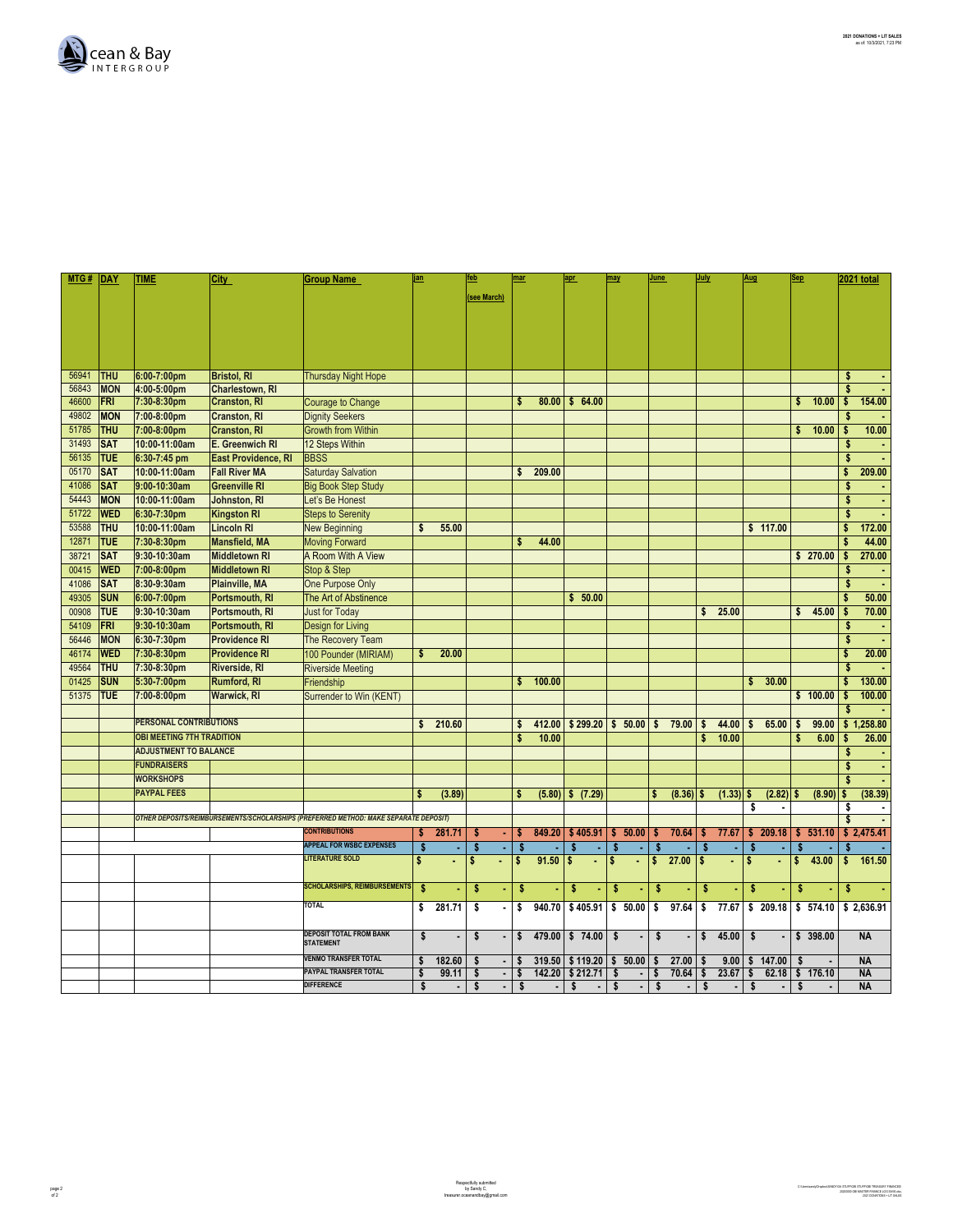| MTG # | DAY | TIME | City | Group Name | jan | feb (see March) | mar | apr | may | June | July | Aug | Sep | 2021 total |
|---|---|---|---|---|---|---|---|---|---|---|---|---|---|---|
| 56941 | THU | 6:00-7:00pm | Bristol, RI | Thursday Night Hope | | | | | | | | | | $ - |
| 56843 | MON | 4:00-5:00pm | Charlestown, RI | | | | | | | | | | | $ - |
| 46600 | FRI | 7:30-8:30pm | Cranston, RI | Courage to Change | | | $ 80.00 | $ 64.00 | | | | | $ 10.00 | $ 154.00 |
| 49802 | MON | 7:00-8:00pm | Cranston, RI | Dignity Seekers | | | | | | | | | | $ - |
| 51785 | THU | 7:00-8:00pm | Cranston, RI | Growth from Within | | | | | | | | | $ 10.00 | $ 10.00 |
| 31493 | SAT | 10:00-11:00am | E. Greenwich RI | 12 Steps Within | | | | | | | | | | $ - |
| 56135 | TUE | 6:30-7:45 pm | East Providence, RI | BBSS | | | | | | | | | | $ - |
| 05170 | SAT | 10:00-11:00am | Fall River MA | Saturday Salvation | | | $ 209.00 | | | | | | | $ 209.00 |
| 41086 | SAT | 9:00-10:30am | Greenville RI | Big Book Step Study | | | | | | | | | | $ - |
| 54443 | MON | 10:00-11:00am | Johnston, RI | Let's Be Honest | | | | | | | | | | $ - |
| 51722 | WED | 6:30-7:30pm | Kingston RI | Steps to Serenity | | | | | | | | | | $ - |
| 53588 | THU | 10:00-11:00am | Lincoln RI | New Beginning | $ 55.00 | | | | | | | $ 117.00 | | $ 172.00 |
| 12871 | TUE | 7:30-8:30pm | Mansfield, MA | Moving Forward | | | $ 44.00 | | | | | | | $ 44.00 |
| 38721 | SAT | 9:30-10:30am | Middletown RI | A Room With A View | | | | | | | | | $ 270.00 | $ 270.00 |
| 00415 | WED | 7:00-8:00pm | Middletown RI | Stop & Step | | | | | | | | | | $ - |
| 41086 | SAT | 8:30-9:30am | Plainville, MA | One Purpose Only | | | | | | | | | | $ - |
| 49305 | SUN | 6:00-7:00pm | Portsmouth, RI | The Art of Abstinence | | | | $ 50.00 | | | | | | $ 50.00 |
| 00908 | TUE | 9:30-10:30am | Portsmouth, RI | Just for Today | | | | | | | $ 25.00 | | $ 45.00 | $ 70.00 |
| 54109 | FRI | 9:30-10:30am | Portsmouth, RI | Design for Living | | | | | | | | | | $ - |
| 56446 | MON | 6:30-7:30pm | Providence RI | The Recovery Team | | | | | | | | | | $ - |
| 46174 | WED | 7:30-8:30pm | Providence RI | 100 Pounder (MIRIAM) | $ 20.00 | | | | | | | | | $ 20.00 |
| 49564 | THU | 7:30-8:30pm | Riverside, RI | Riverside Meeting | | | | | | | | | | $ - |
| 01425 | SUN | 5:30-7:00pm | Rumford, RI | Friendship | | | $ 100.00 | | | | | $ 30.00 | | $ 130.00 |
| 51375 | TUE | 7:00-8:00pm | Warwick, RI | Surrender to Win (KENT) | | | | | | | | | $ 100.00 | $ 100.00 |
| | | | | | | | | | | | | | | $ - |
| | | PERSONAL CONTRIBUTIONS | | | $ 210.60 | | $ 412.00 | $ 299.20 | $ 50.00 | $ 79.00 | $ 44.00 | $ 65.00 | $ 99.00 | $ 1,258.80 |
| | | OBI MEETING 7TH TRADITION | | | | | $ 10.00 | | | | $ 10.00 | | $ 6.00 | $ 26.00 |
| | | ADJUSTMENT TO BALANCE | | | | | | | | | | | | $ - |
| | | FUNDRAISERS | | | | | | | | | | | | $ - |
| | | WORKSHOPS | | | | | | | | | | | | $ - |
| | | PAYPAL FEES | | | $ (3.89) | | $ (5.80) | $ (7.29) | | $ (8.36) | $ (1.33) | $ (2.82) | $ (8.90) | $ (38.39) |
| | | | | | | | | | | | | $ - | | $ - |
| | | OTHER DEPOSITS/REIMBURSEMENTS/SCHOLARSHIPS (PREFERRED METHOD: MAKE SEPARATE DEPOSIT) | | | | | | | | | | | | $ - |
| | | | | CONTRIBUTIONS | $ 281.71 | $ - | $ 849.20 | $ 405.91 | $ 50.00 | $ 70.64 | $ 77.67 | $ 209.18 | $ 531.10 | $ 2,475.41 |
| | | | | APPEAL FOR WSBC EXPENSES | $ - | $ - | $ - | $ - | $ - | $ - | $ - | $ - | $ - | $ - |
| | | | | LITERATURE SOLD | $ - | $ - | $ 91.50 | $ - | $ - | $ 27.00 | $ - | $ - | $ 43.00 | $ 161.50 |
| | | | | SCHOLARSHIPS, REIMBURSEMENTS | $ - | $ - | $ - | $ - | $ - | $ - | $ - | $ - | $ - | $ - |
| | | | | TOTAL | $ 281.71 | $ - | $ 940.70 | $ 405.91 | $ 50.00 | $ 97.64 | $ 77.67 | $ 209.18 | $ 574.10 | $ 2,636.91 |
| | | | | DEPOSIT TOTAL FROM BANK STATEMENT | $ - | $ - | $ 479.00 | $ 74.00 | $ - | $ - | $ 45.00 | $ - | $ 398.00 | NA |
| | | | | VENMO TRANSFER TOTAL | $ 182.60 | $ - | $ 319.50 | $ 119.20 | $ 50.00 | $ 27.00 | $ 9.00 | $ 147.00 | $ - | NA |
| | | | | PAYPAL TRANSFER TOTAL | $ 99.11 | $ - | $ 142.20 | $ 212.71 | $ - | $ 70.64 | $ 23.67 | $ 62.18 | $ 176.10 | NA |
| | | | | DIFFERENCE | $ - | $ - | $ - | $ - | $ - | $ - | $ - | $ - | $ - | NA |

Respectfully submitted
by Sandy C.
treasurer.oceanandbay@gmail.com